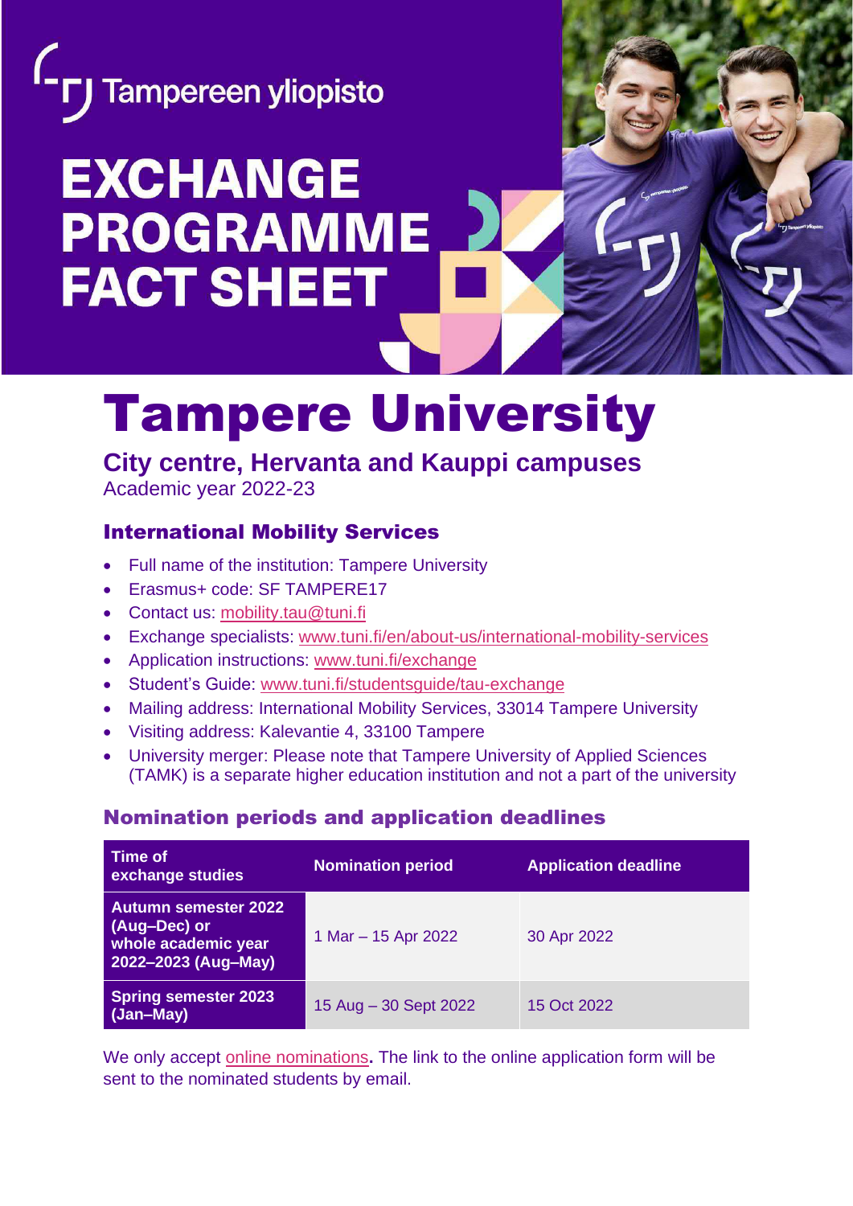Tampereen yliopisto

# EXCHANGE PROGRAMME FACT SHEET

# Tampere University

## City centre, Hervanta and Kauppi campuses

Academic year 2022-23

### International Mobility Services

- Full name of the institution: Tampere University
- Erasmus+ code: SF TAMPERE17
- Contact us: mobility.tau@tuni.fi
- Exchange specialists: www.tuni.fi/en/about-us/international-mobility-services
- Application instructions: www.tuni.fi/exchange
- Student's Guide: www.tuni.fi/studentsguide/tau-exchange
- Mailing address: International Mobility Services, 33014 Tampere University
- Visiting address: Kalevantie 4, 33100 Tampere
- University merger: Please note that Tampere University of Applied Sciences (TAMK) is a separate higher education institution and not a part of the university

### Nomination periods and application deadlines

| Time of exchange studies | Nomination period | Application deadline |
|---|---|---|
| **Autumn semester 2022 (Aug–Dec) or whole academic year 2022–2023 (Aug–May)** | 1 Mar – 15 Apr 2022 | 30 Apr 2022 |
| **Spring semester 2023 (Jan–May)** | 15 Aug – 30 Sept 2022 | 15 Oct 2022 |

We only accept online nominations**.** The link to the online application form will be sent to the nominated students by email.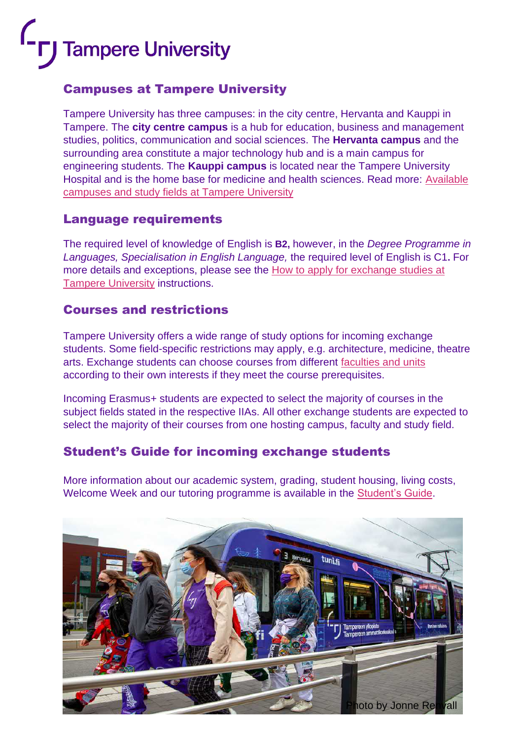# Tampere University

## Campuses at Tampere University

Tampere University has three campuses: in the city centre, Hervanta and Kauppi in Tampere. The **city centre campus** is a hub for education, business and management studies, politics, communication and social sciences. The **Hervanta campus** and the surrounding area constitute a major technology hub and is a main campus for engineering students. The **Kauppi campus** is located near the Tampere University Hospital and is the home base for medicine and health sciences. Read more: Available campuses and study fields at Tampere University

## Language requirements

The required level of knowledge of English is **B2,** however, in the *Degree Programme in Languages, Specialisation in English Language,* the required level of English is C1**.** For more details and exceptions, please see the How to apply for exchange studies at Tampere University instructions.

## Courses and restrictions

Tampere University offers a wide range of study options for incoming exchange students. Some field-specific restrictions may apply, e.g. architecture, medicine, theatre arts. Exchange students can choose courses from different faculties and units according to their own interests if they meet the course prerequisites.

Incoming Erasmus+ students are expected to select the majority of courses in the subject fields stated in the respective IIAs. All other exchange students are expected to select the majority of their courses from one hosting campus, faculty and study field.

## Student's Guide for incoming exchange students

More information about our academic system, grading, student housing, living costs, Welcome Week and our tutoring programme is available in the Student's Guide.

Photo by Jonne Renvall